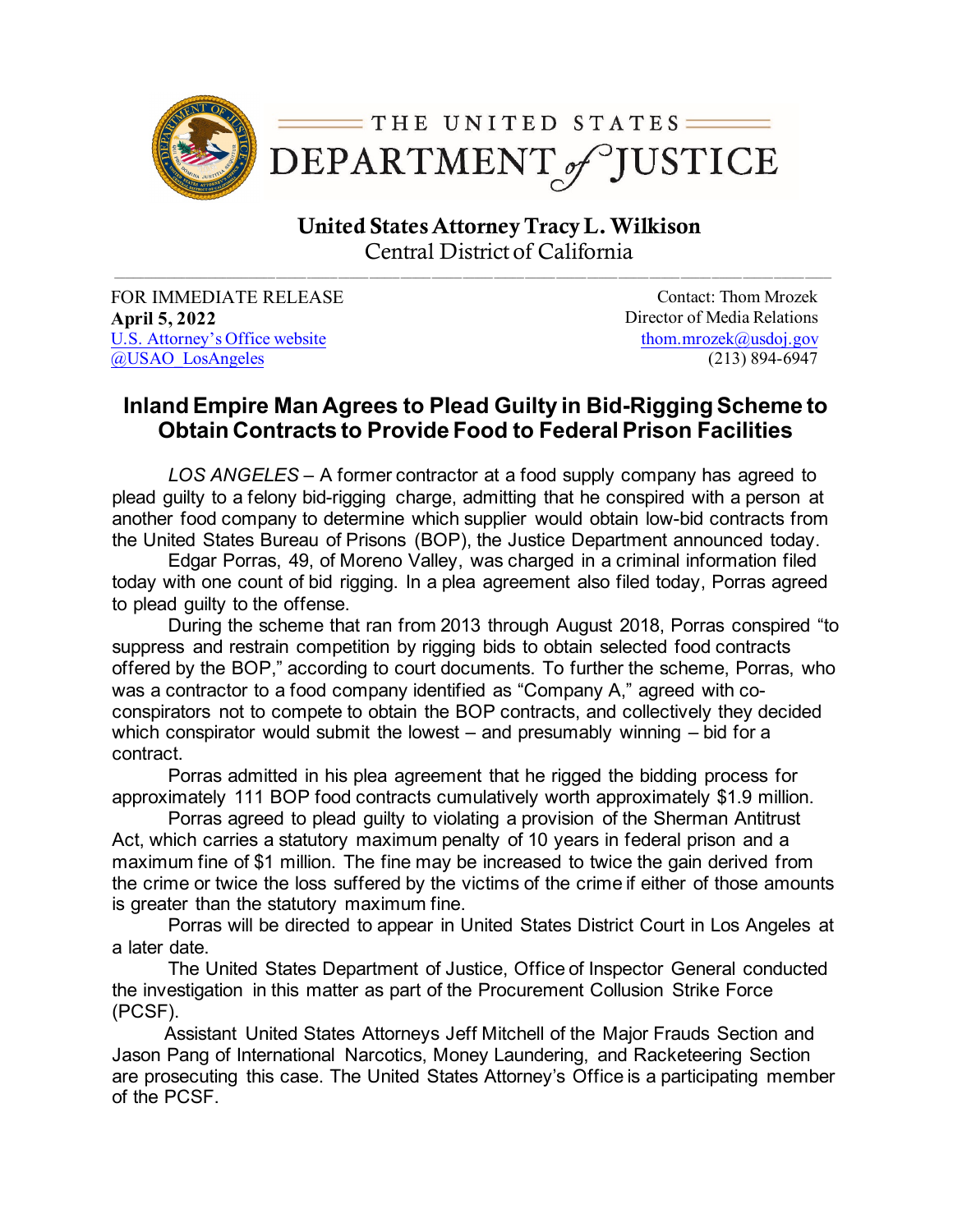THE UNITED STATES
DEPARTMENT *of* JUSTICE

**United States Attorney Tracy L. Wilkison**
Central District of California

FOR IMMEDIATE RELEASE
**April 5, 2022**
[U.S. Attorney's Office website](#)
[@USAO_LosAngeles](#)

Contact: Thom Mrozek
Director of Media Relations
[thom.mrozek@usdoj.gov](mailto:thom.mrozek@usdoj.gov)
(213) 894-6947

# Inland Empire Man Agrees to Plead Guilty in Bid-Rigging Scheme to Obtain Contracts to Provide Food to Federal Prison Facilities

*LOS ANGELES* – A former contractor at a food supply company has agreed to plead guilty to a felony bid-rigging charge, admitting that he conspired with a person at another food company to determine which supplier would obtain low-bid contracts from the United States Bureau of Prisons (BOP), the Justice Department announced today.

Edgar Porras, 49, of Moreno Valley, was charged in a criminal information filed today with one count of bid rigging. In a plea agreement also filed today, Porras agreed to plead guilty to the offense.

During the scheme that ran from 2013 through August 2018, Porras conspired "to suppress and restrain competition by rigging bids to obtain selected food contracts offered by the BOP," according to court documents. To further the scheme, Porras, who was a contractor to a food company identified as "Company A," agreed with co-conspirators not to compete to obtain the BOP contracts, and collectively they decided which conspirator would submit the lowest – and presumably winning – bid for a contract.

Porras admitted in his plea agreement that he rigged the bidding process for approximately 111 BOP food contracts cumulatively worth approximately $1.9 million.

Porras agreed to plead guilty to violating a provision of the Sherman Antitrust Act, which carries a statutory maximum penalty of 10 years in federal prison and a maximum fine of $1 million. The fine may be increased to twice the gain derived from the crime or twice the loss suffered by the victims of the crime if either of those amounts is greater than the statutory maximum fine.

Porras will be directed to appear in United States District Court in Los Angeles at a later date.

The United States Department of Justice, Office of Inspector General conducted the investigation in this matter as part of the Procurement Collusion Strike Force (PCSF).

Assistant United States Attorneys Jeff Mitchell of the Major Frauds Section and Jason Pang of International Narcotics, Money Laundering, and Racketeering Section are prosecuting this case. The United States Attorney's Office is a participating member of the PCSF.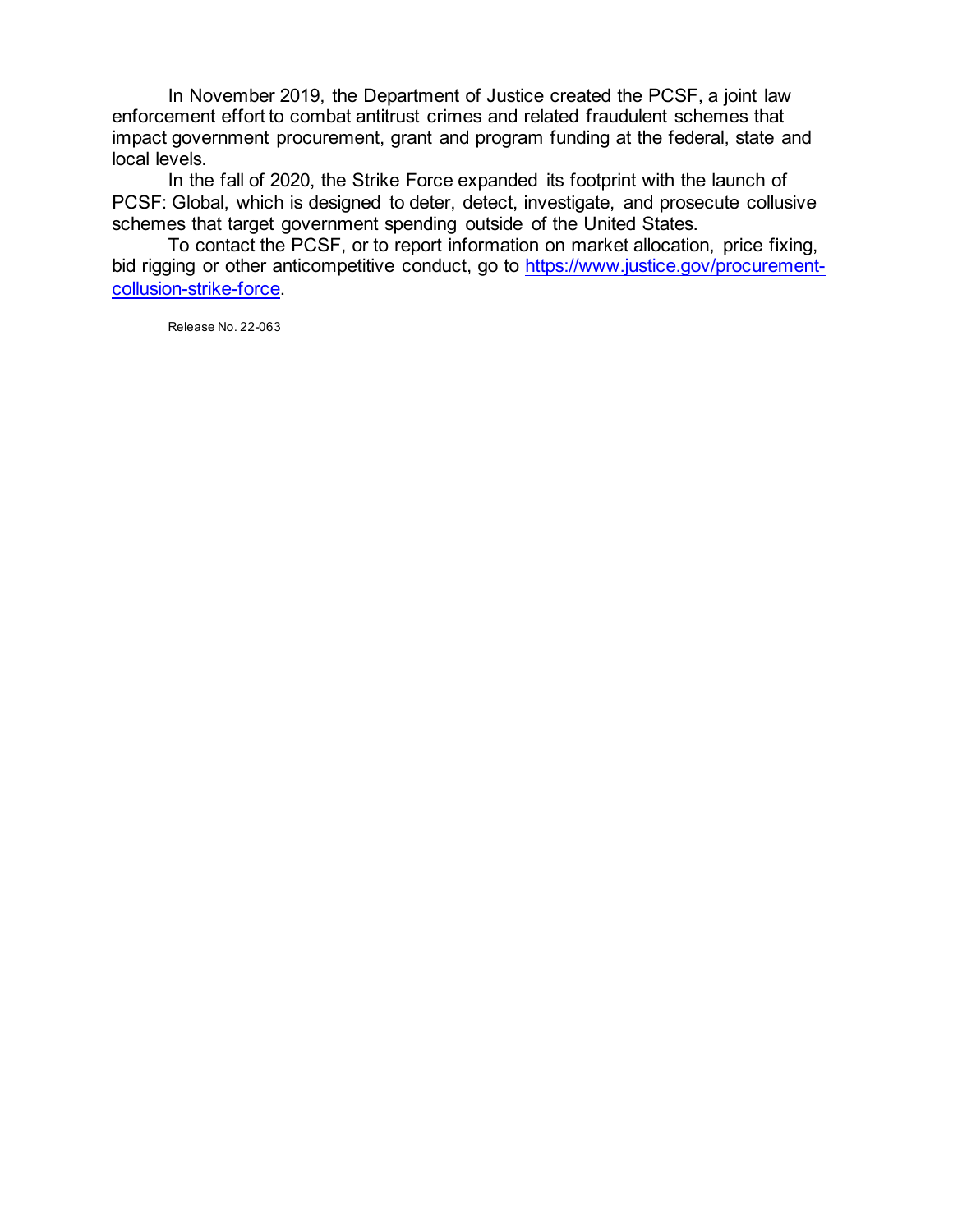In November 2019, the Department of Justice created the PCSF, a joint law enforcement effort to combat antitrust crimes and related fraudulent schemes that impact government procurement, grant and program funding at the federal, state and local levels.

In the fall of 2020, the Strike Force expanded its footprint with the launch of PCSF: Global, which is designed to deter, detect, investigate, and prosecute collusive schemes that target government spending outside of the United States.

To contact the PCSF, or to report information on market allocation, price fixing, bid rigging or other anticompetitive conduct, go to [https://www.justice.gov/procurement-collusion-strike-force](https://www.justice.gov/procurement-collusion-strike-force).

Release No. 22-063